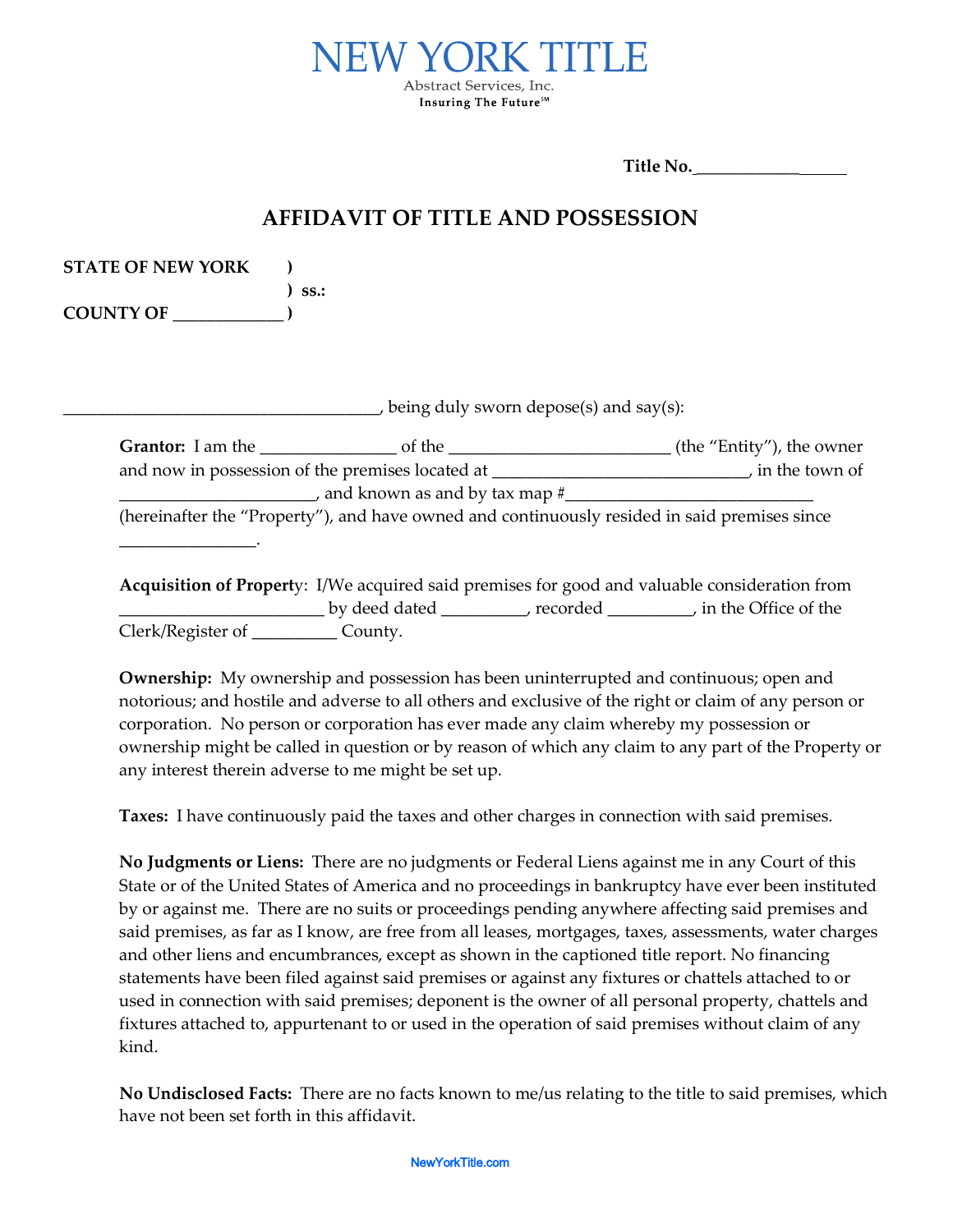NEW YORK TITLE

Abstract Services, Inc.

Insuring The Future℠

**Title No.\_\_\_\_\_\_\_\_\_\_\_\_\_\_\_\_\_\_**

# AFFIDAVIT OF TITLE AND POSSESSION

**STATE OF NEW YORK )**
**) ss.:**
**COUNTY OF \_\_\_\_\_\_\_\_\_\_\_\_\_ )**

\_\_\_\_\_\_\_\_\_\_\_\_\_\_\_\_\_\_\_\_\_\_\_\_\_\_\_\_\_\_\_\_\_\_\_\_, being duly sworn depose(s) and say(s):

**Grantor:** I am the \_\_\_\_\_\_\_\_\_\_\_\_\_\_\_ of the \_\_\_\_\_\_\_\_\_\_\_\_\_\_\_\_\_\_\_\_\_\_\_\_\_ (the "Entity"), the owner and now in possession of the premises located at \_\_\_\_\_\_\_\_\_\_\_\_\_\_\_\_\_\_\_\_\_\_\_\_\_\_\_\_, in the town of \_\_\_\_\_\_\_\_\_\_\_\_\_\_\_\_\_\_\_\_\_\_, and known as and by tax map #\_\_\_\_\_\_\_\_\_\_\_\_\_\_\_\_\_\_\_\_\_\_\_\_\_\_\_\_ (hereinafter the "Property"), and have owned and continuously resided in said premises since \_\_\_\_\_\_\_\_\_\_\_\_\_\_\_.

**Acquisition of Property**: I/We acquired said premises for good and valuable consideration from \_\_\_\_\_\_\_\_\_\_\_\_\_\_\_\_\_\_\_\_\_\_\_ by deed dated \_\_\_\_\_\_\_\_\_\_, recorded \_\_\_\_\_\_\_\_\_\_, in the Office of the Clerk/Register of \_\_\_\_\_\_\_\_\_\_ County.

**Ownership:** My ownership and possession has been uninterrupted and continuous; open and notorious; and hostile and adverse to all others and exclusive of the right or claim of any person or corporation. No person or corporation has ever made any claim whereby my possession or ownership might be called in question or by reason of which any claim to any part of the Property or any interest therein adverse to me might be set up.

**Taxes:** I have continuously paid the taxes and other charges in connection with said premises.

**No Judgments or Liens:** There are no judgments or Federal Liens against me in any Court of this State or of the United States of America and no proceedings in bankruptcy have ever been instituted by or against me. There are no suits or proceedings pending anywhere affecting said premises and said premises, as far as I know, are free from all leases, mortgages, taxes, assessments, water charges and other liens and encumbrances, except as shown in the captioned title report. No financing statements have been filed against said premises or against any fixtures or chattels attached to or used in connection with said premises; deponent is the owner of all personal property, chattels and fixtures attached to, appurtenant to or used in the operation of said premises without claim of any kind.

**No Undisclosed Facts:** There are no facts known to me/us relating to the title to said premises, which have not been set forth in this affidavit.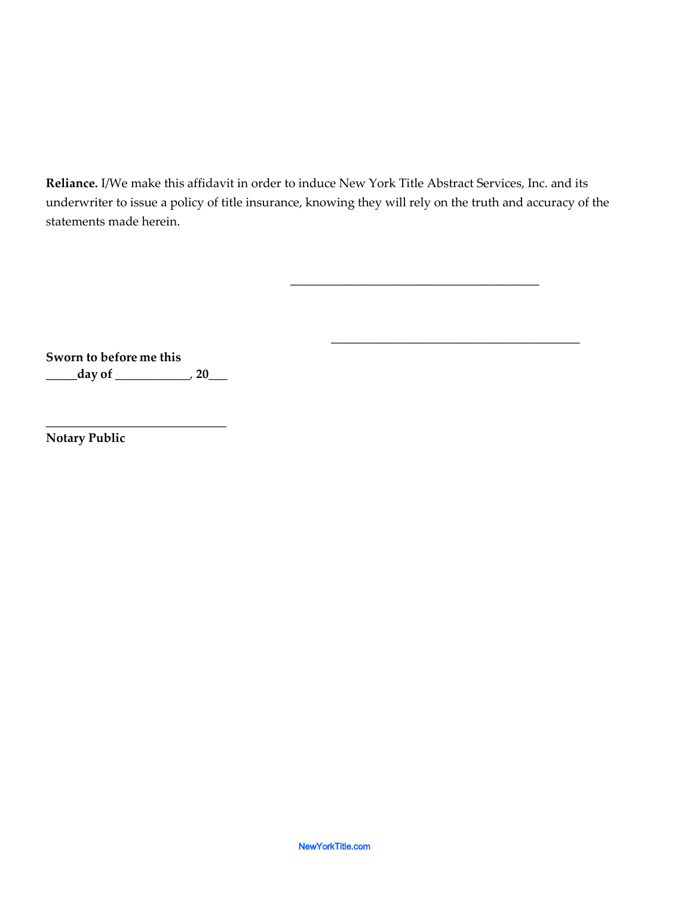**Reliance.** I/We make this affidavit in order to induce New York Title Abstract Services, Inc. and its underwriter to issue a policy of title insurance, knowing they will rely on the truth and accuracy of the statements made herein.

\_\_\_\_\_\_\_\_\_\_\_\_\_\_\_\_\_\_\_\_\_\_\_\_\_\_\_\_\_\_\_\_\_\_\_\_\_\_\_\_

\_\_\_\_\_\_\_\_\_\_\_\_\_\_\_\_\_\_\_\_\_\_\_\_\_\_\_\_\_\_\_\_\_\_\_\_\_\_\_\_

**Sworn to before me this**
**\_\_\_\_\_day of \_\_\_\_\_\_\_\_\_\_\_\_, 20\_\_\_**

\_\_\_\_\_\_\_\_\_\_\_\_\_\_\_\_\_\_\_\_\_\_\_\_\_\_\_\_\_
**Notary Public**

NewYorkTitle.com